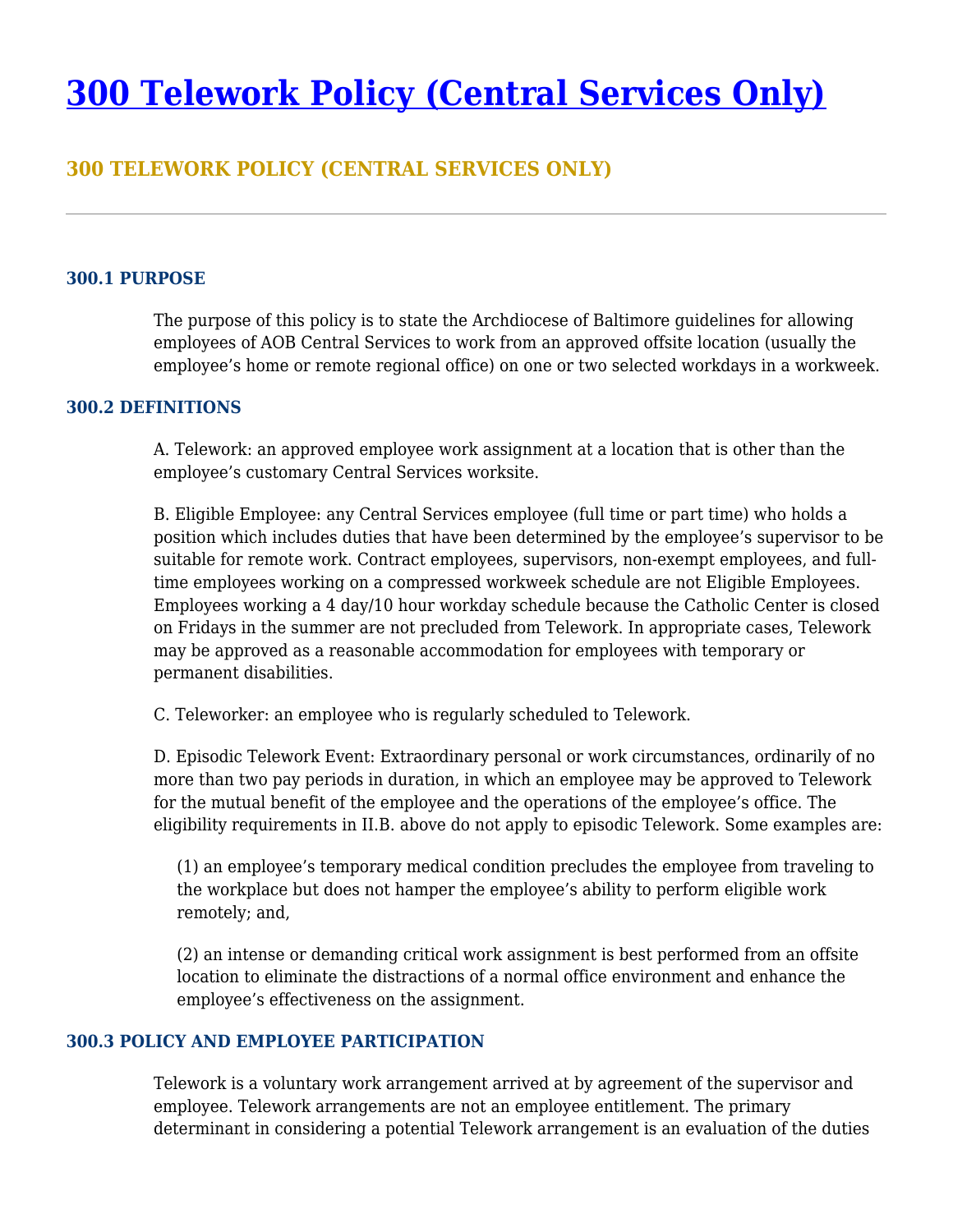# 300 Telework Policy (Central Services Only)

## 300 TELEWORK POLICY (CENTRAL SERVICES ONLY)

---

### 300.1 PURPOSE

The purpose of this policy is to state the Archdiocese of Baltimore guidelines for allowing employees of AOB Central Services to work from an approved offsite location (usually the employee's home or remote regional office) on one or two selected workdays in a workweek.

### 300.2 DEFINITIONS

A. Telework: an approved employee work assignment at a location that is other than the employee's customary Central Services worksite.

B. Eligible Employee: any Central Services employee (full time or part time) who holds a position which includes duties that have been determined by the employee's supervisor to be suitable for remote work. Contract employees, supervisors, non-exempt employees, and full-time employees working on a compressed workweek schedule are not Eligible Employees. Employees working a 4 day/10 hour workday schedule because the Catholic Center is closed on Fridays in the summer are not precluded from Telework. In appropriate cases, Telework may be approved as a reasonable accommodation for employees with temporary or permanent disabilities.

C. Teleworker: an employee who is regularly scheduled to Telework.

D. Episodic Telework Event: Extraordinary personal or work circumstances, ordinarily of no more than two pay periods in duration, in which an employee may be approved to Telework for the mutual benefit of the employee and the operations of the employee's office. The eligibility requirements in II.B. above do not apply to episodic Telework. Some examples are:

(1) an employee's temporary medical condition precludes the employee from traveling to the workplace but does not hamper the employee's ability to perform eligible work remotely; and,

(2) an intense or demanding critical work assignment is best performed from an offsite location to eliminate the distractions of a normal office environment and enhance the employee's effectiveness on the assignment.

### 300.3 POLICY AND EMPLOYEE PARTICIPATION

Telework is a voluntary work arrangement arrived at by agreement of the supervisor and employee. Telework arrangements are not an employee entitlement. The primary determinant in considering a potential Telework arrangement is an evaluation of the duties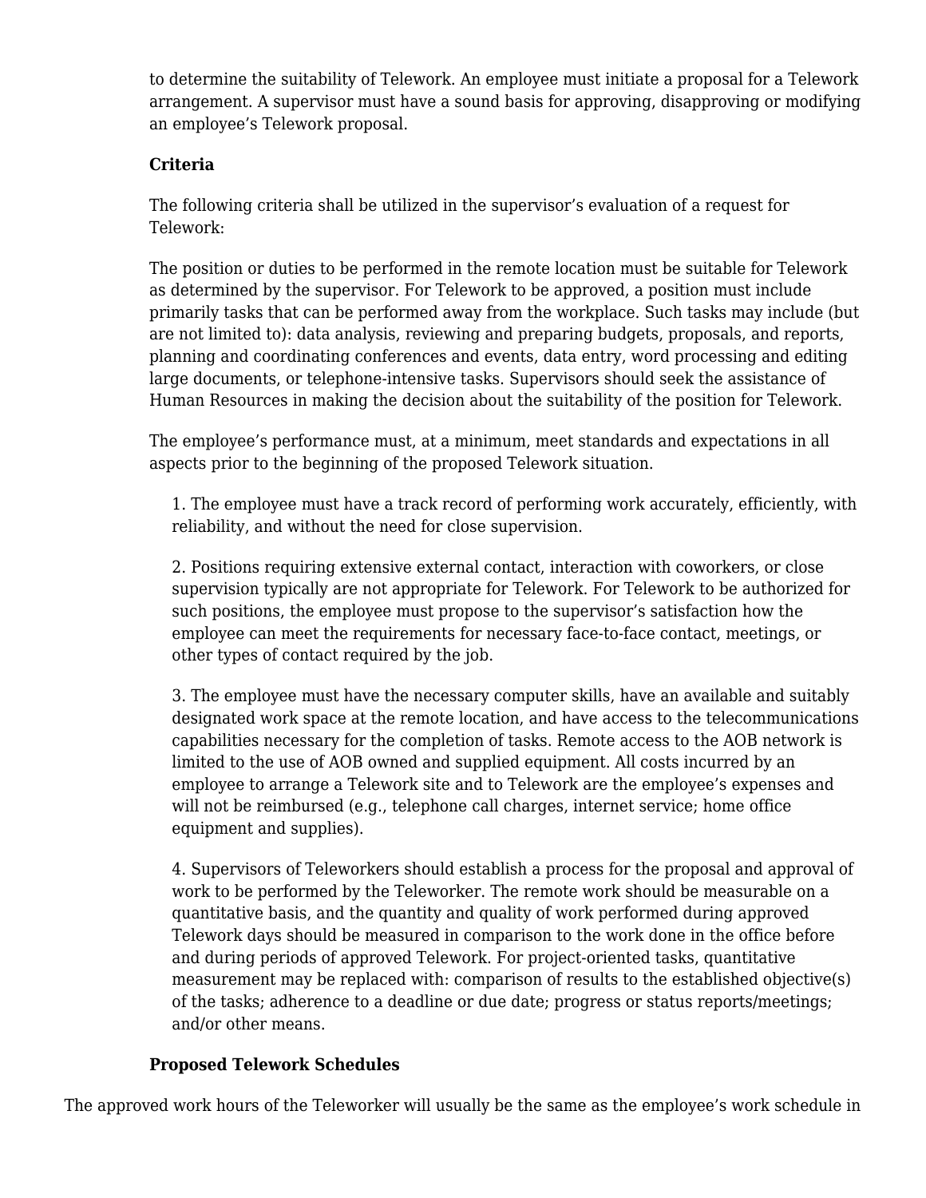to determine the suitability of Telework. An employee must initiate a proposal for a Telework arrangement. A supervisor must have a sound basis for approving, disapproving or modifying an employee's Telework proposal.

**Criteria**

The following criteria shall be utilized in the supervisor's evaluation of a request for Telework:

The position or duties to be performed in the remote location must be suitable for Telework as determined by the supervisor. For Telework to be approved, a position must include primarily tasks that can be performed away from the workplace. Such tasks may include (but are not limited to): data analysis, reviewing and preparing budgets, proposals, and reports, planning and coordinating conferences and events, data entry, word processing and editing large documents, or telephone-intensive tasks. Supervisors should seek the assistance of Human Resources in making the decision about the suitability of the position for Telework.

The employee's performance must, at a minimum, meet standards and expectations in all aspects prior to the beginning of the proposed Telework situation.

1. The employee must have a track record of performing work accurately, efficiently, with reliability, and without the need for close supervision.

2. Positions requiring extensive external contact, interaction with coworkers, or close supervision typically are not appropriate for Telework. For Telework to be authorized for such positions, the employee must propose to the supervisor's satisfaction how the employee can meet the requirements for necessary face-to-face contact, meetings, or other types of contact required by the job.

3. The employee must have the necessary computer skills, have an available and suitably designated work space at the remote location, and have access to the telecommunications capabilities necessary for the completion of tasks. Remote access to the AOB network is limited to the use of AOB owned and supplied equipment. All costs incurred by an employee to arrange a Telework site and to Telework are the employee's expenses and will not be reimbursed (e.g., telephone call charges, internet service; home office equipment and supplies).

4. Supervisors of Teleworkers should establish a process for the proposal and approval of work to be performed by the Teleworker. The remote work should be measurable on a quantitative basis, and the quantity and quality of work performed during approved Telework days should be measured in comparison to the work done in the office before and during periods of approved Telework. For project-oriented tasks, quantitative measurement may be replaced with: comparison of results to the established objective(s) of the tasks; adherence to a deadline or due date; progress or status reports/meetings; and/or other means.

**Proposed Telework Schedules**

The approved work hours of the Teleworker will usually be the same as the employee's work schedule in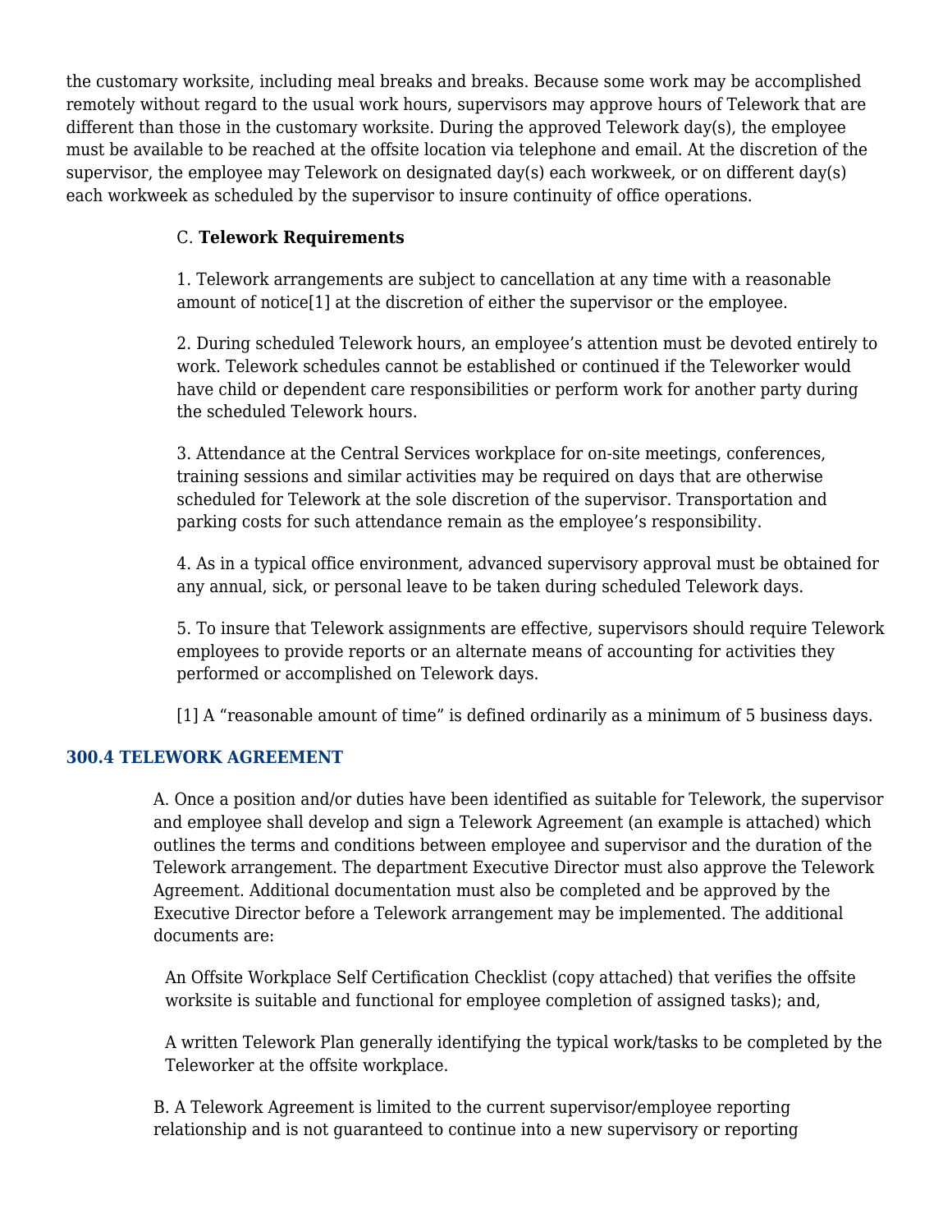the customary worksite, including meal breaks and breaks. Because some work may be accomplished remotely without regard to the usual work hours, supervisors may approve hours of Telework that are different than those in the customary worksite. During the approved Telework day(s), the employee must be available to be reached at the offsite location via telephone and email. At the discretion of the supervisor, the employee may Telework on designated day(s) each workweek, or on different day(s) each workweek as scheduled by the supervisor to insure continuity of office operations.

C. **Telework Requirements**

1. Telework arrangements are subject to cancellation at any time with a reasonable amount of notice[1] at the discretion of either the supervisor or the employee.

2. During scheduled Telework hours, an employee's attention must be devoted entirely to work. Telework schedules cannot be established or continued if the Teleworker would have child or dependent care responsibilities or perform work for another party during the scheduled Telework hours.

3. Attendance at the Central Services workplace for on-site meetings, conferences, training sessions and similar activities may be required on days that are otherwise scheduled for Telework at the sole discretion of the supervisor. Transportation and parking costs for such attendance remain as the employee's responsibility.

4. As in a typical office environment, advanced supervisory approval must be obtained for any annual, sick, or personal leave to be taken during scheduled Telework days.

5. To insure that Telework assignments are effective, supervisors should require Telework employees to provide reports or an alternate means of accounting for activities they performed or accomplished on Telework days.

[1] A "reasonable amount of time" is defined ordinarily as a minimum of 5 business days.

## 300.4 TELEWORK AGREEMENT

A. Once a position and/or duties have been identified as suitable for Telework, the supervisor and employee shall develop and sign a Telework Agreement (an example is attached) which outlines the terms and conditions between employee and supervisor and the duration of the Telework arrangement. The department Executive Director must also approve the Telework Agreement. Additional documentation must also be completed and be approved by the Executive Director before a Telework arrangement may be implemented. The additional documents are:

An Offsite Workplace Self Certification Checklist (copy attached) that verifies the offsite worksite is suitable and functional for employee completion of assigned tasks); and,

A written Telework Plan generally identifying the typical work/tasks to be completed by the Teleworker at the offsite workplace.

B. A Telework Agreement is limited to the current supervisor/employee reporting relationship and is not guaranteed to continue into a new supervisory or reporting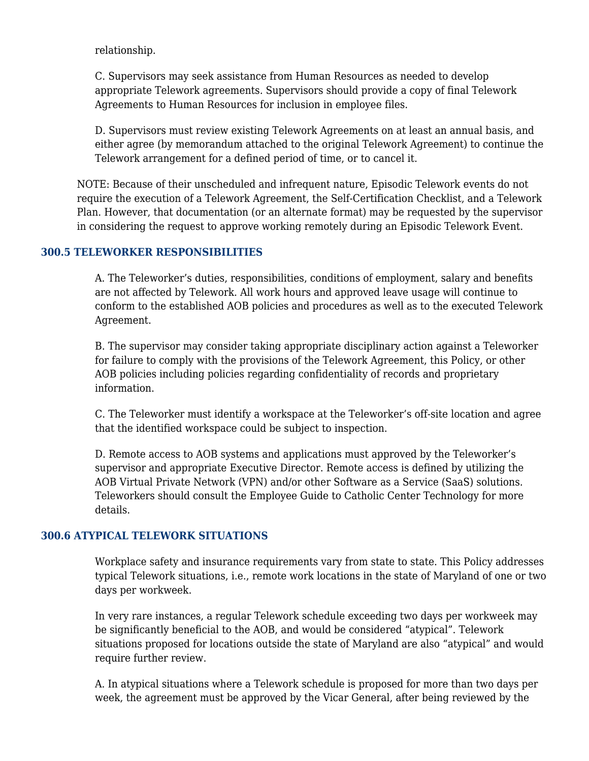relationship.

C. Supervisors may seek assistance from Human Resources as needed to develop appropriate Telework agreements. Supervisors should provide a copy of final Telework Agreements to Human Resources for inclusion in employee files.

D. Supervisors must review existing Telework Agreements on at least an annual basis, and either agree (by memorandum attached to the original Telework Agreement) to continue the Telework arrangement for a defined period of time, or to cancel it.

NOTE: Because of their unscheduled and infrequent nature, Episodic Telework events do not require the execution of a Telework Agreement, the Self-Certification Checklist, and a Telework Plan. However, that documentation (or an alternate format) may be requested by the supervisor in considering the request to approve working remotely during an Episodic Telework Event.

### 300.5 TELEWORKER RESPONSIBILITIES

A. The Teleworker's duties, responsibilities, conditions of employment, salary and benefits are not affected by Telework. All work hours and approved leave usage will continue to conform to the established AOB policies and procedures as well as to the executed Telework Agreement.

B. The supervisor may consider taking appropriate disciplinary action against a Teleworker for failure to comply with the provisions of the Telework Agreement, this Policy, or other AOB policies including policies regarding confidentiality of records and proprietary information.

C. The Teleworker must identify a workspace at the Teleworker's off-site location and agree that the identified workspace could be subject to inspection.

D. Remote access to AOB systems and applications must approved by the Teleworker's supervisor and appropriate Executive Director. Remote access is defined by utilizing the AOB Virtual Private Network (VPN) and/or other Software as a Service (SaaS) solutions. Teleworkers should consult the Employee Guide to Catholic Center Technology for more details.

### 300.6 ATYPICAL TELEWORK SITUATIONS

Workplace safety and insurance requirements vary from state to state. This Policy addresses typical Telework situations, i.e., remote work locations in the state of Maryland of one or two days per workweek.

In very rare instances, a regular Telework schedule exceeding two days per workweek may be significantly beneficial to the AOB, and would be considered "atypical". Telework situations proposed for locations outside the state of Maryland are also "atypical" and would require further review.

A. In atypical situations where a Telework schedule is proposed for more than two days per week, the agreement must be approved by the Vicar General, after being reviewed by the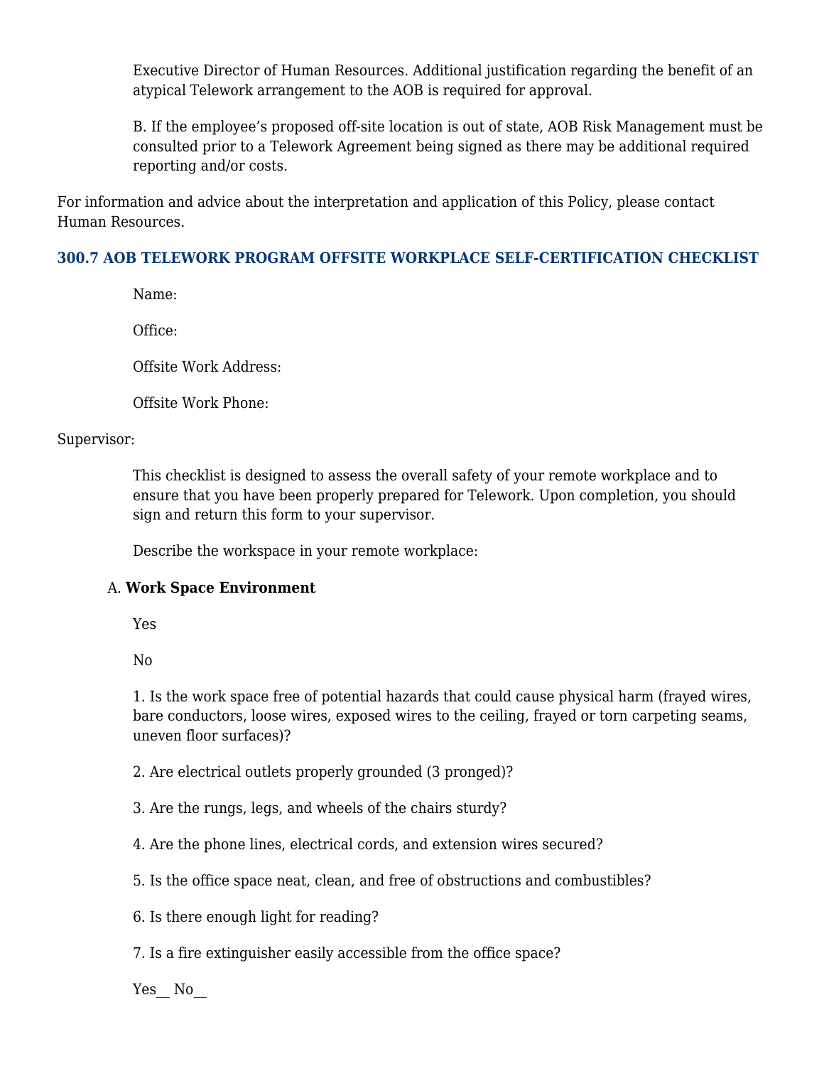Executive Director of Human Resources. Additional justification regarding the benefit of an atypical Telework arrangement to the AOB is required for approval.

B. If the employee's proposed off-site location is out of state, AOB Risk Management must be consulted prior to a Telework Agreement being signed as there may be additional required reporting and/or costs.

For information and advice about the interpretation and application of this Policy, please contact Human Resources.

### 300.7 AOB TELEWORK PROGRAM OFFSITE WORKPLACE SELF-CERTIFICATION CHECKLIST

Name:

Office:

Offsite Work Address:

Offsite Work Phone:

Supervisor:

This checklist is designed to assess the overall safety of your remote workplace and to ensure that you have been properly prepared for Telework. Upon completion, you should sign and return this form to your supervisor.

Describe the workspace in your remote workplace:

A. **Work Space Environment**

Yes

No

1. Is the work space free of potential hazards that could cause physical harm (frayed wires, bare conductors, loose wires, exposed wires to the ceiling, frayed or torn carpeting seams, uneven floor surfaces)?

2. Are electrical outlets properly grounded (3 pronged)?

3. Are the rungs, legs, and wheels of the chairs sturdy?

4. Are the phone lines, electrical cords, and extension wires secured?

5. Is the office space neat, clean, and free of obstructions and combustibles?

6. Is there enough light for reading?

7. Is a fire extinguisher easily accessible from the office space?

Yes__ No__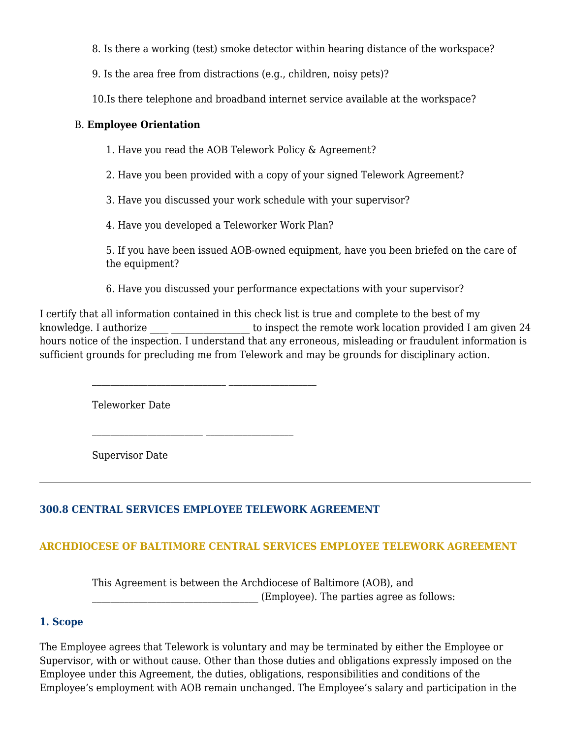8. Is there a working (test) smoke detector within hearing distance of the workspace?

9. Is the area free from distractions (e.g., children, noisy pets)?

10.Is there telephone and broadband internet service available at the workspace?

B. **Employee Orientation**

1. Have you read the AOB Telework Policy & Agreement?

2. Have you been provided with a copy of your signed Telework Agreement?

3. Have you discussed your work schedule with your supervisor?

4. Have you developed a Teleworker Work Plan?

5. If you have been issued AOB-owned equipment, have you been briefed on the care of the equipment?

6. Have you discussed your performance expectations with your supervisor?

I certify that all information contained in this check list is true and complete to the best of my knowledge. I authorize ____ ________________ to inspect the remote work location provided I am given 24 hours notice of the inspection. I understand that any erroneous, misleading or fraudulent information is sufficient grounds for precluding me from Telework and may be grounds for disciplinary action.

___________________________ __________________

Teleworker Date

_______________________ __________________

Supervisor Date

---

### 300.8 CENTRAL SERVICES EMPLOYEE TELEWORK AGREEMENT

### ARCHDIOCESE OF BALTIMORE CENTRAL SERVICES EMPLOYEE TELEWORK AGREEMENT

This Agreement is between the Archdiocese of Baltimore (AOB), and ___________________________________ (Employee). The parties agree as follows:

#### 1. Scope

The Employee agrees that Telework is voluntary and may be terminated by either the Employee or Supervisor, with or without cause. Other than those duties and obligations expressly imposed on the Employee under this Agreement, the duties, obligations, responsibilities and conditions of the Employee's employment with AOB remain unchanged. The Employee's salary and participation in the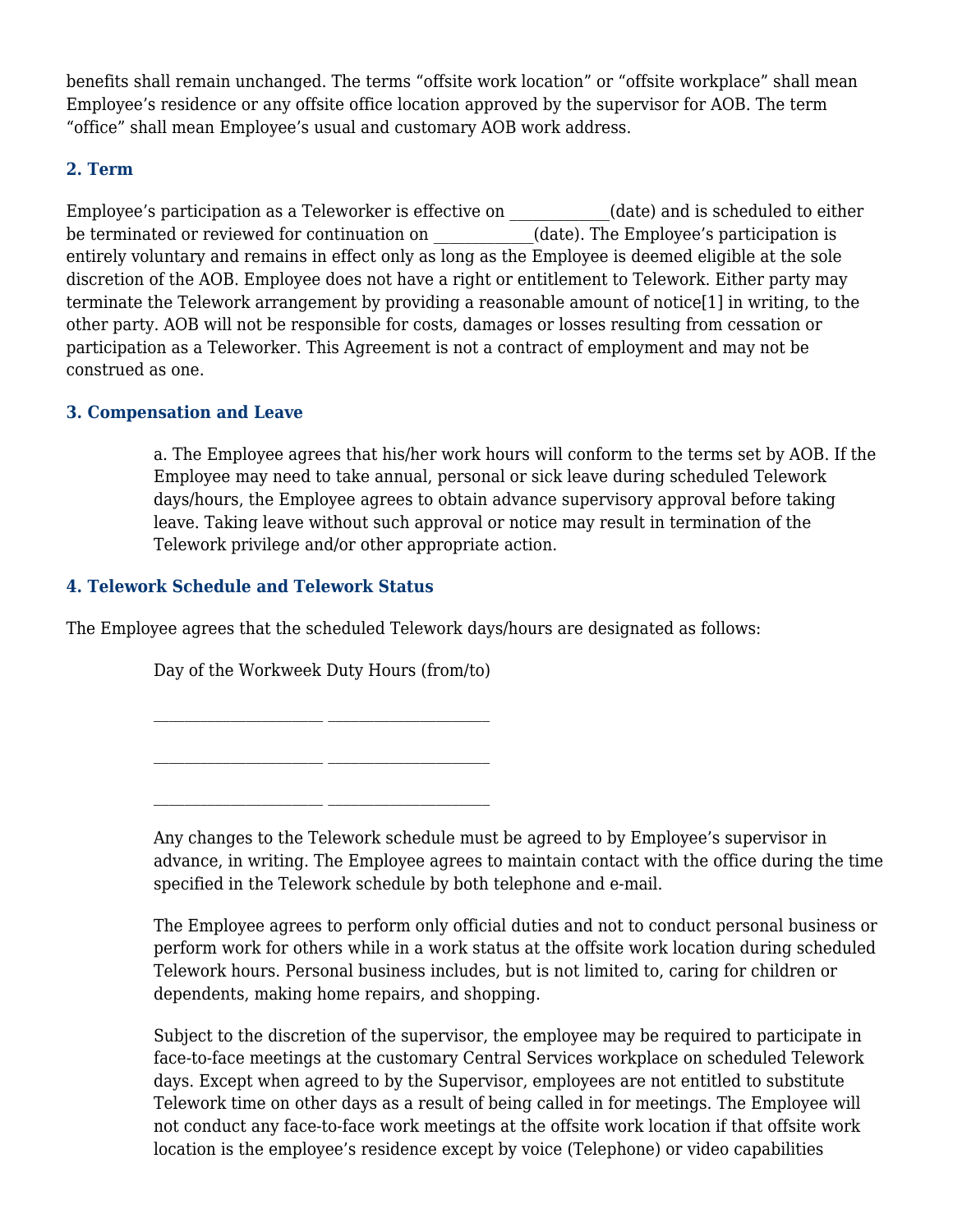benefits shall remain unchanged. The terms “offsite work location” or “offsite workplace” shall mean Employee’s residence or any offsite office location approved by the supervisor for AOB. The term “office” shall mean Employee’s usual and customary AOB work address.

### 2. Term

Employee’s participation as a Teleworker is effective on ____________(date) and is scheduled to either be terminated or reviewed for continuation on ____________(date). The Employee’s participation is entirely voluntary and remains in effect only as long as the Employee is deemed eligible at the sole discretion of the AOB. Employee does not have a right or entitlement to Telework. Either party may terminate the Telework arrangement by providing a reasonable amount of notice[1] in writing, to the other party. AOB will not be responsible for costs, damages or losses resulting from cessation or participation as a Teleworker. This Agreement is not a contract of employment and may not be construed as one.

### 3. Compensation and Leave

a. The Employee agrees that his/her work hours will conform to the terms set by AOB. If the Employee may need to take annual, personal or sick leave during scheduled Telework days/hours, the Employee agrees to obtain advance supervisory approval before taking leave. Taking leave without such approval or notice may result in termination of the Telework privilege and/or other appropriate action.

### 4. Telework Schedule and Telework Status

The Employee agrees that the scheduled Telework days/hours are designated as follows:

Day of the Workweek Duty Hours (from/to)

_____________________ ____________________

_____________________ ____________________

_____________________ ____________________

Any changes to the Telework schedule must be agreed to by Employee’s supervisor in advance, in writing. The Employee agrees to maintain contact with the office during the time specified in the Telework schedule by both telephone and e-mail.

The Employee agrees to perform only official duties and not to conduct personal business or perform work for others while in a work status at the offsite work location during scheduled Telework hours. Personal business includes, but is not limited to, caring for children or dependents, making home repairs, and shopping.

Subject to the discretion of the supervisor, the employee may be required to participate in face-to-face meetings at the customary Central Services workplace on scheduled Telework days. Except when agreed to by the Supervisor, employees are not entitled to substitute Telework time on other days as a result of being called in for meetings. The Employee will not conduct any face-to-face work meetings at the offsite work location if that offsite work location is the employee’s residence except by voice (Telephone) or video capabilities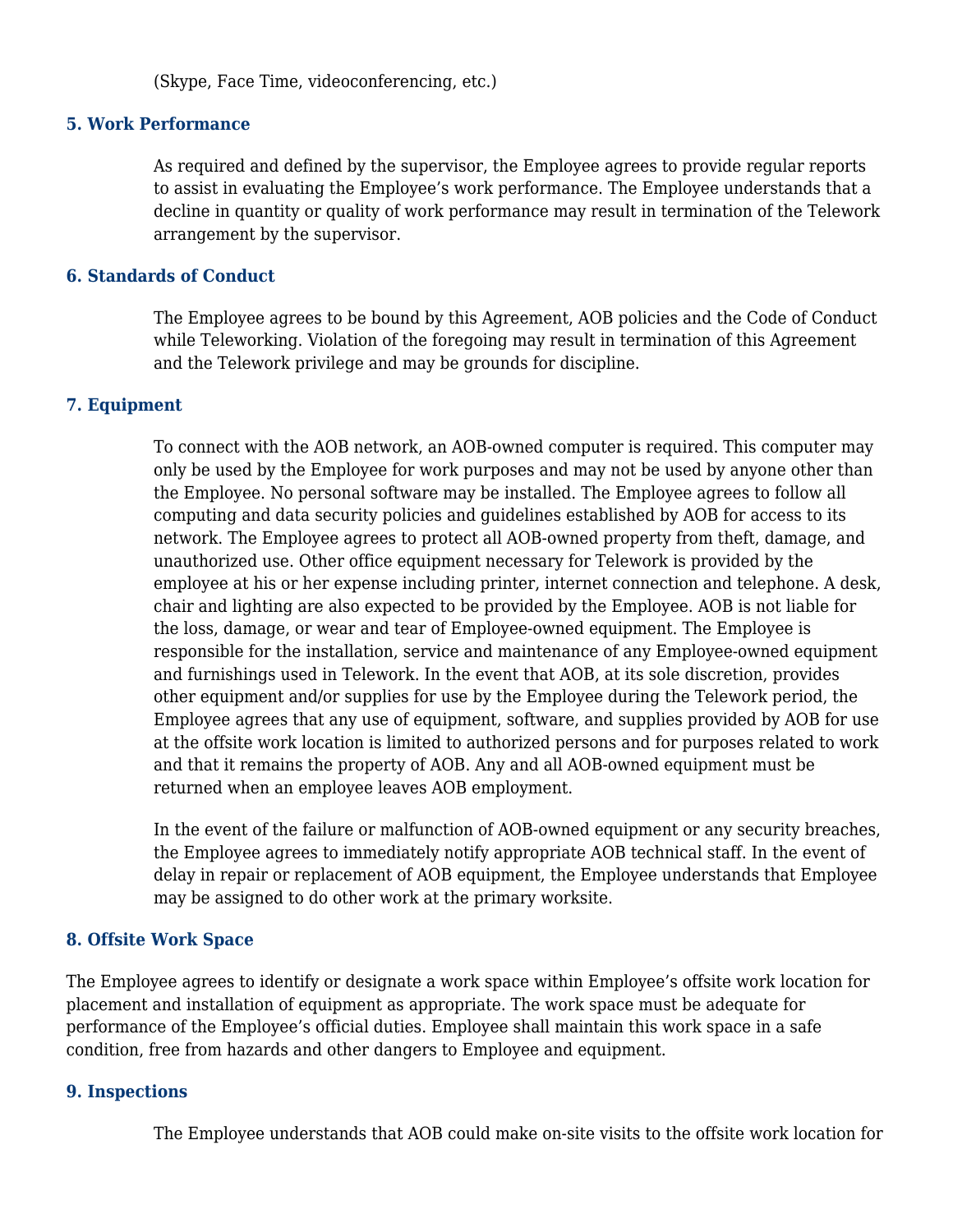(Skype, Face Time, videoconferencing, etc.)

### 5. Work Performance

As required and defined by the supervisor, the Employee agrees to provide regular reports to assist in evaluating the Employee's work performance. The Employee understands that a decline in quantity or quality of work performance may result in termination of the Telework arrangement by the supervisor.

### 6. Standards of Conduct

The Employee agrees to be bound by this Agreement, AOB policies and the Code of Conduct while Teleworking. Violation of the foregoing may result in termination of this Agreement and the Telework privilege and may be grounds for discipline.

### 7. Equipment

To connect with the AOB network, an AOB-owned computer is required. This computer may only be used by the Employee for work purposes and may not be used by anyone other than the Employee. No personal software may be installed. The Employee agrees to follow all computing and data security policies and guidelines established by AOB for access to its network. The Employee agrees to protect all AOB-owned property from theft, damage, and unauthorized use. Other office equipment necessary for Telework is provided by the employee at his or her expense including printer, internet connection and telephone. A desk, chair and lighting are also expected to be provided by the Employee. AOB is not liable for the loss, damage, or wear and tear of Employee-owned equipment. The Employee is responsible for the installation, service and maintenance of any Employee-owned equipment and furnishings used in Telework. In the event that AOB, at its sole discretion, provides other equipment and/or supplies for use by the Employee during the Telework period, the Employee agrees that any use of equipment, software, and supplies provided by AOB for use at the offsite work location is limited to authorized persons and for purposes related to work and that it remains the property of AOB. Any and all AOB-owned equipment must be returned when an employee leaves AOB employment.

In the event of the failure or malfunction of AOB-owned equipment or any security breaches, the Employee agrees to immediately notify appropriate AOB technical staff. In the event of delay in repair or replacement of AOB equipment, the Employee understands that Employee may be assigned to do other work at the primary worksite.

### 8. Offsite Work Space

The Employee agrees to identify or designate a work space within Employee's offsite work location for placement and installation of equipment as appropriate. The work space must be adequate for performance of the Employee's official duties. Employee shall maintain this work space in a safe condition, free from hazards and other dangers to Employee and equipment.

### 9. Inspections

The Employee understands that AOB could make on-site visits to the offsite work location for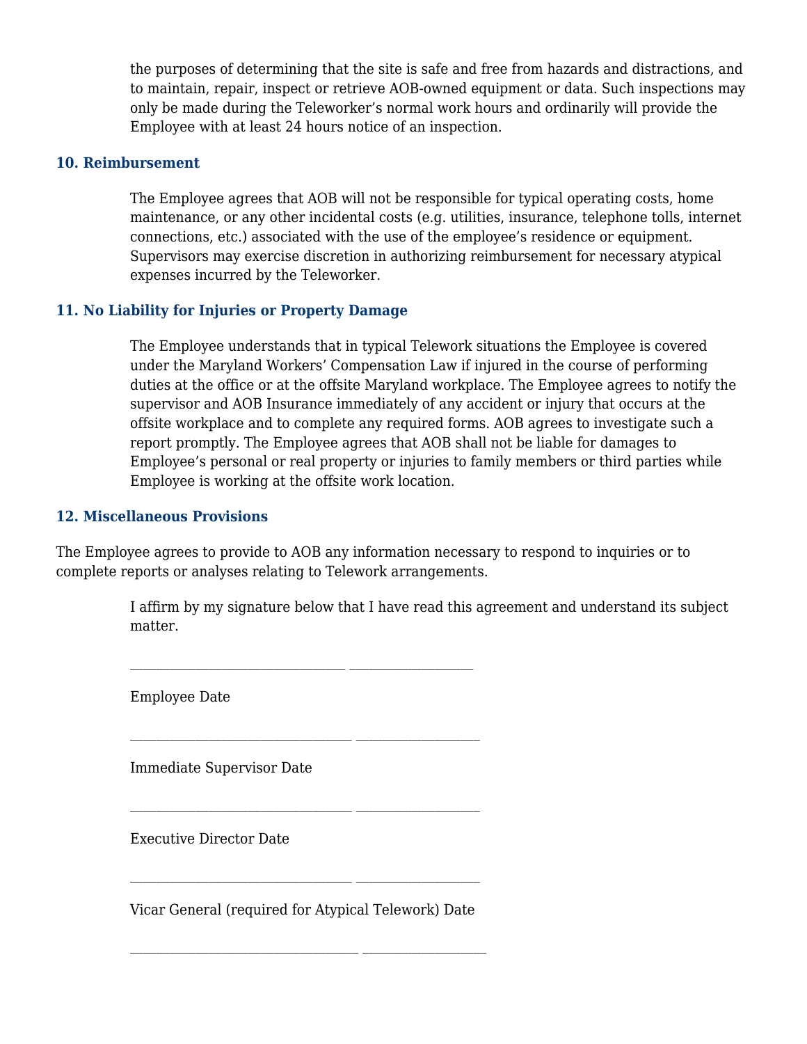the purposes of determining that the site is safe and free from hazards and distractions, and to maintain, repair, inspect or retrieve AOB-owned equipment or data. Such inspections may only be made during the Teleworker's normal work hours and ordinarily will provide the Employee with at least 24 hours notice of an inspection.

### 10. Reimbursement

The Employee agrees that AOB will not be responsible for typical operating costs, home maintenance, or any other incidental costs (e.g. utilities, insurance, telephone tolls, internet connections, etc.) associated with the use of the employee's residence or equipment. Supervisors may exercise discretion in authorizing reimbursement for necessary atypical expenses incurred by the Teleworker.

### 11. No Liability for Injuries or Property Damage

The Employee understands that in typical Telework situations the Employee is covered under the Maryland Workers' Compensation Law if injured in the course of performing duties at the office or at the offsite Maryland workplace. The Employee agrees to notify the supervisor and AOB Insurance immediately of any accident or injury that occurs at the offsite workplace and to complete any required forms. AOB agrees to investigate such a report promptly. The Employee agrees that AOB shall not be liable for damages to Employee's personal or real property or injuries to family members or third parties while Employee is working at the offsite work location.

### 12. Miscellaneous Provisions

The Employee agrees to provide to AOB any information necessary to respond to inquiries or to complete reports or analyses relating to Telework arrangements.

I affirm by my signature below that I have read this agreement and understand its subject matter.

________________________________ ___________________

Employee Date

________________________________ ___________________

Immediate Supervisor Date

________________________________ ___________________

Executive Director Date

________________________________ ___________________

Vicar General (required for Atypical Telework) Date

________________________________ ___________________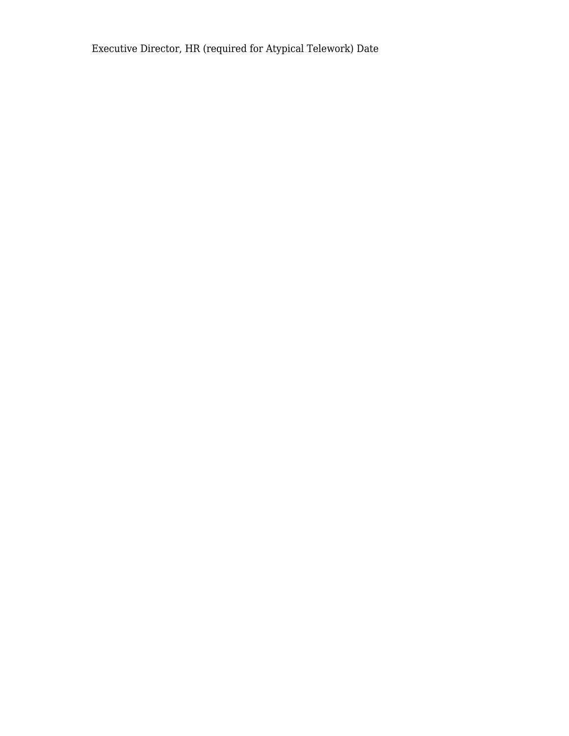Executive Director, HR (required for Atypical Telework) Date